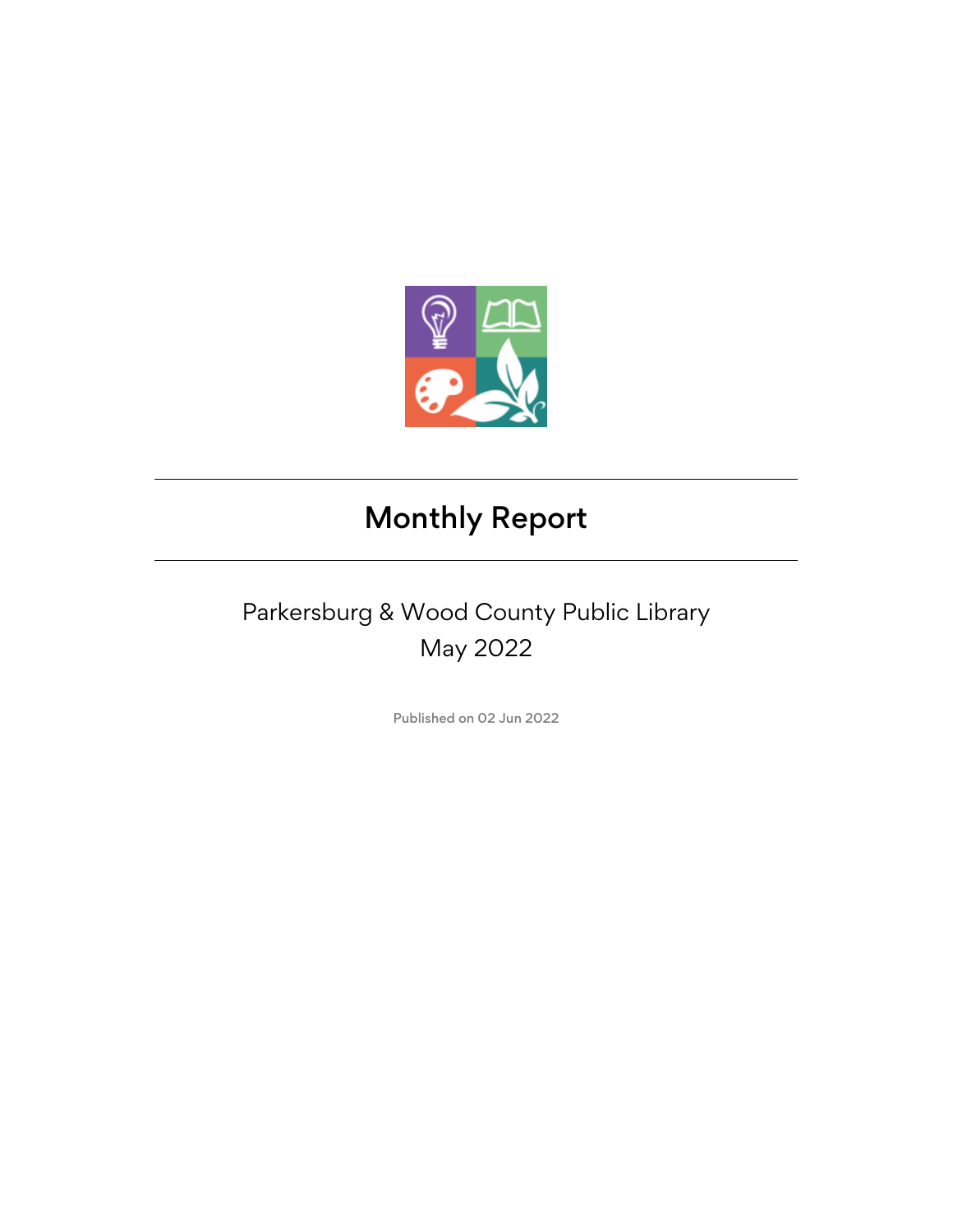---

# Monthly Report

---

Parkersburg & Wood County Public Library
May 2022

Published on 02 Jun 2022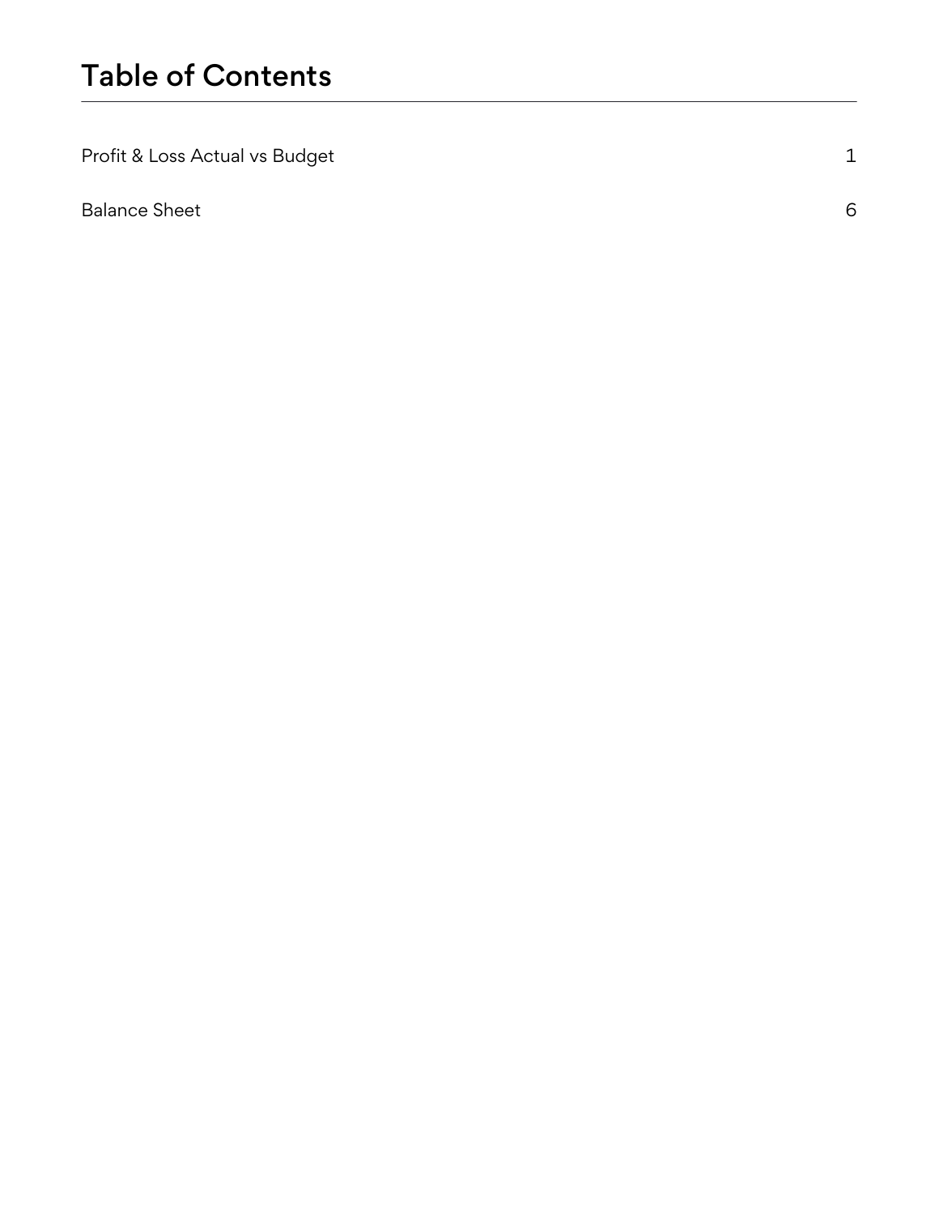# Table of Contents

| | |
|---|---|
| Profit & Loss Actual vs Budget | 1 |
| Balance Sheet | 6 |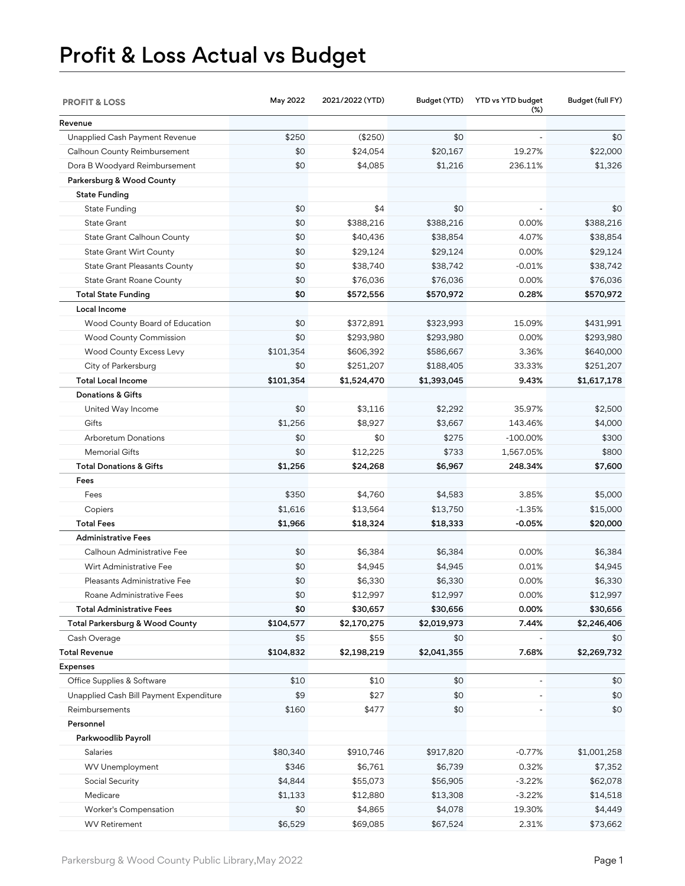# Profit & Loss Actual vs Budget

| PROFIT & LOSS | May 2022 | 2021/2022 (YTD) | Budget (YTD) | YTD vs YTD budget (%) | Budget (full FY) |
|---|---|---|---|---|---|
| **Revenue** | | | | | |
| Unapplied Cash Payment Revenue | $250 | ($250) | $0 | - | $0 |
| Calhoun County Reimbursement | $0 | $24,054 | $20,167 | 19.27% | $22,000 |
| Dora B Woodyard Reimbursement | $0 | $4,085 | $1,216 | 236.11% | $1,326 |
| **Parkersburg & Wood County** | | | | | |
| **State Funding** | | | | | |
| State Funding | $0 | $4 | $0 | - | $0 |
| State Grant | $0 | $388,216 | $388,216 | 0.00% | $388,216 |
| State Grant Calhoun County | $0 | $40,436 | $38,854 | 4.07% | $38,854 |
| State Grant Wirt County | $0 | $29,124 | $29,124 | 0.00% | $29,124 |
| State Grant Pleasants County | $0 | $38,740 | $38,742 | -0.01% | $38,742 |
| State Grant Roane County | $0 | $76,036 | $76,036 | 0.00% | $76,036 |
| **Total State Funding** | **$0** | **$572,556** | **$570,972** | **0.28%** | **$570,972** |
| **Local Income** | | | | | |
| Wood County Board of Education | $0 | $372,891 | $323,993 | 15.09% | $431,991 |
| Wood County Commission | $0 | $293,980 | $293,980 | 0.00% | $293,980 |
| Wood County Excess Levy | $101,354 | $606,392 | $586,667 | 3.36% | $640,000 |
| City of Parkersburg | $0 | $251,207 | $188,405 | 33.33% | $251,207 |
| **Total Local Income** | **$101,354** | **$1,524,470** | **$1,393,045** | **9.43%** | **$1,617,178** |
| **Donations & Gifts** | | | | | |
| United Way Income | $0 | $3,116 | $2,292 | 35.97% | $2,500 |
| Gifts | $1,256 | $8,927 | $3,667 | 143.46% | $4,000 |
| Arboretum Donations | $0 | $0 | $275 | -100.00% | $300 |
| Memorial Gifts | $0 | $12,225 | $733 | 1,567.05% | $800 |
| **Total Donations & Gifts** | **$1,256** | **$24,268** | **$6,967** | **248.34%** | **$7,600** |
| **Fees** | | | | | |
| Fees | $350 | $4,760 | $4,583 | 3.85% | $5,000 |
| Copiers | $1,616 | $13,564 | $13,750 | -1.35% | $15,000 |
| **Total Fees** | **$1,966** | **$18,324** | **$18,333** | **-0.05%** | **$20,000** |
| **Administrative Fees** | | | | | |
| Calhoun Administrative Fee | $0 | $6,384 | $6,384 | 0.00% | $6,384 |
| Wirt Administrative Fee | $0 | $4,945 | $4,945 | 0.01% | $4,945 |
| Pleasants Administrative Fee | $0 | $6,330 | $6,330 | 0.00% | $6,330 |
| Roane Administrative Fees | $0 | $12,997 | $12,997 | 0.00% | $12,997 |
| **Total Administrative Fees** | **$0** | **$30,657** | **$30,656** | **0.00%** | **$30,656** |
| **Total Parkersburg & Wood County** | **$104,577** | **$2,170,275** | **$2,019,973** | **7.44%** | **$2,246,406** |
| Cash Overage | $5 | $55 | $0 | - | $0 |
| **Total Revenue** | **$104,832** | **$2,198,219** | **$2,041,355** | **7.68%** | **$2,269,732** |
| **Expenses** | | | | | |
| Office Supplies & Software | $10 | $10 | $0 | - | $0 |
| Unapplied Cash Bill Payment Expenditure | $9 | $27 | $0 | - | $0 |
| Reimbursements | $160 | $477 | $0 | - | $0 |
| **Personnel** | | | | | |
| **Parkwoodlib Payroll** | | | | | |
| Salaries | $80,340 | $910,746 | $917,820 | -0.77% | $1,001,258 |
| WV Unemployment | $346 | $6,761 | $6,739 | 0.32% | $7,352 |
| Social Security | $4,844 | $55,073 | $56,905 | -3.22% | $62,078 |
| Medicare | $1,133 | $12,880 | $13,308 | -3.22% | $14,518 |
| Worker's Compensation | $0 | $4,865 | $4,078 | 19.30% | $4,449 |
| WV Retirement | $6,529 | $69,085 | $67,524 | 2.31% | $73,662 |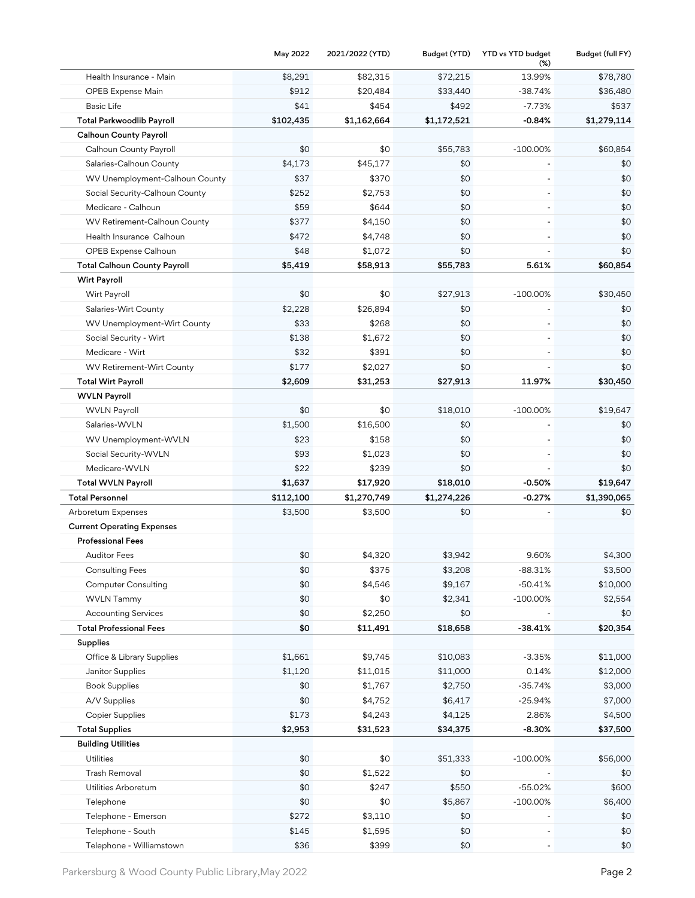| | May 2022 | 2021/2022 (YTD) | Budget (YTD) | YTD vs YTD budget (%) | Budget (full FY) |
|---|---|---|---|---|---|
| Health Insurance - Main | $8,291 | $82,315 | $72,215 | 13.99% | $78,780 |
| OPEB Expense Main | $912 | $20,484 | $33,440 | -38.74% | $36,480 |
| Basic Life | $41 | $454 | $492 | -7.73% | $537 |
| **Total Parkwoodlib Payroll** | **$102,435** | **$1,162,664** | **$1,172,521** | **-0.84%** | **$1,279,114** |
| **Calhoun County Payroll** | | | | | |
| Calhoun County Payroll | $0 | $0 | $55,783 | -100.00% | $60,854 |
| Salaries-Calhoun County | $4,173 | $45,177 | $0 | - | $0 |
| WV Unemployment-Calhoun County | $37 | $370 | $0 | - | $0 |
| Social Security-Calhoun County | $252 | $2,753 | $0 | - | $0 |
| Medicare - Calhoun | $59 | $644 | $0 | - | $0 |
| WV Retirement-Calhoun County | $377 | $4,150 | $0 | - | $0 |
| Health Insurance Calhoun | $472 | $4,748 | $0 | - | $0 |
| OPEB Expense Calhoun | $48 | $1,072 | $0 | - | $0 |
| **Total Calhoun County Payroll** | **$5,419** | **$58,913** | **$55,783** | **5.61%** | **$60,854** |
| **Wirt Payroll** | | | | | |
| Wirt Payroll | $0 | $0 | $27,913 | -100.00% | $30,450 |
| Salaries-Wirt County | $2,228 | $26,894 | $0 | - | $0 |
| WV Unemployment-Wirt County | $33 | $268 | $0 | - | $0 |
| Social Security - Wirt | $138 | $1,672 | $0 | - | $0 |
| Medicare - Wirt | $32 | $391 | $0 | - | $0 |
| WV Retirement-Wirt County | $177 | $2,027 | $0 | - | $0 |
| **Total Wirt Payroll** | **$2,609** | **$31,253** | **$27,913** | **11.97%** | **$30,450** |
| **WVLN Payroll** | | | | | |
| WVLN Payroll | $0 | $0 | $18,010 | -100.00% | $19,647 |
| Salaries-WVLN | $1,500 | $16,500 | $0 | - | $0 |
| WV Unemployment-WVLN | $23 | $158 | $0 | - | $0 |
| Social Security-WVLN | $93 | $1,023 | $0 | - | $0 |
| Medicare-WVLN | $22 | $239 | $0 | - | $0 |
| **Total WVLN Payroll** | **$1,637** | **$17,920** | **$18,010** | **-0.50%** | **$19,647** |
| **Total Personnel** | **$112,100** | **$1,270,749** | **$1,274,226** | **-0.27%** | **$1,390,065** |
| Arboretum Expenses | $3,500 | $3,500 | $0 | - | $0 |
| **Current Operating Expenses** | | | | | |
| **Professional Fees** | | | | | |
| Auditor Fees | $0 | $4,320 | $3,942 | 9.60% | $4,300 |
| Consulting Fees | $0 | $375 | $3,208 | -88.31% | $3,500 |
| Computer Consulting | $0 | $4,546 | $9,167 | -50.41% | $10,000 |
| WVLN Tammy | $0 | $0 | $2,341 | -100.00% | $2,554 |
| Accounting Services | $0 | $2,250 | $0 | - | $0 |
| **Total Professional Fees** | **$0** | **$11,491** | **$18,658** | **-38.41%** | **$20,354** |
| **Supplies** | | | | | |
| Office & Library Supplies | $1,661 | $9,745 | $10,083 | -3.35% | $11,000 |
| Janitor Supplies | $1,120 | $11,015 | $11,000 | 0.14% | $12,000 |
| Book Supplies | $0 | $1,767 | $2,750 | -35.74% | $3,000 |
| A/V Supplies | $0 | $4,752 | $6,417 | -25.94% | $7,000 |
| Copier Supplies | $173 | $4,243 | $4,125 | 2.86% | $4,500 |
| **Total Supplies** | **$2,953** | **$31,523** | **$34,375** | **-8.30%** | **$37,500** |
| **Building Utilities** | | | | | |
| Utilities | $0 | $0 | $51,333 | -100.00% | $56,000 |
| Trash Removal | $0 | $1,522 | $0 | - | $0 |
| Utilities Arboretum | $0 | $247 | $550 | -55.02% | $600 |
| Telephone | $0 | $0 | $5,867 | -100.00% | $6,400 |
| Telephone - Emerson | $272 | $3,110 | $0 | - | $0 |
| Telephone - South | $145 | $1,595 | $0 | - | $0 |
| Telephone - Williamstown | $36 | $399 | $0 | - | $0 |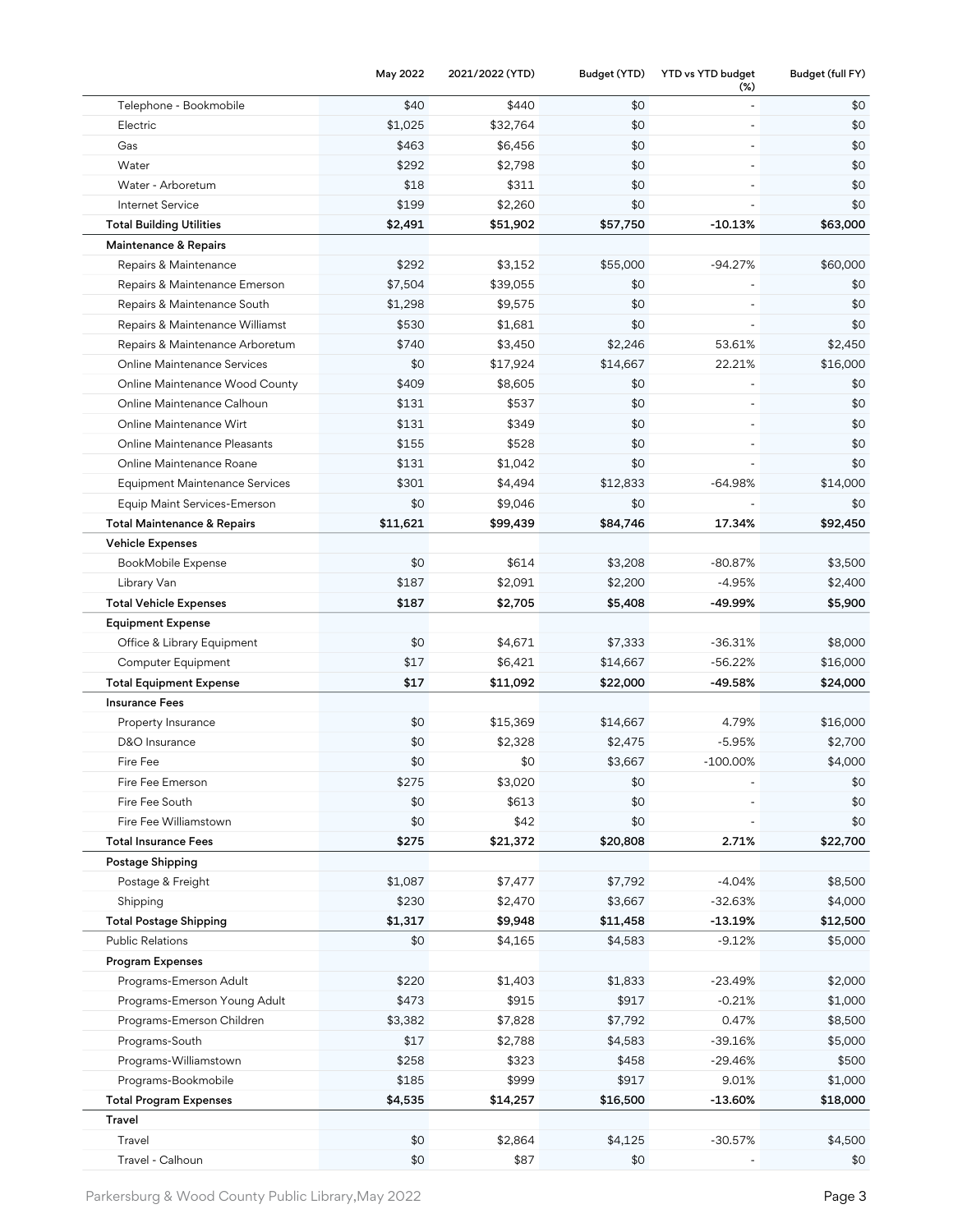| | May 2022 | 2021/2022 (YTD) | Budget (YTD) | YTD vs YTD budget (%) | Budget (full FY) |
|---|---|---|---|---|---|
| Telephone - Bookmobile | $40 | $440 | $0 | - | $0 |
| Electric | $1,025 | $32,764 | $0 | - | $0 |
| Gas | $463 | $6,456 | $0 | - | $0 |
| Water | $292 | $2,798 | $0 | - | $0 |
| Water - Arboretum | $18 | $311 | $0 | - | $0 |
| Internet Service | $199 | $2,260 | $0 | - | $0 |
| **Total Building Utilities** | **$2,491** | **$51,902** | **$57,750** | **-10.13%** | **$63,000** |
| **Maintenance & Repairs** | | | | | |
| Repairs & Maintenance | $292 | $3,152 | $55,000 | -94.27% | $60,000 |
| Repairs & Maintenance Emerson | $7,504 | $39,055 | $0 | - | $0 |
| Repairs & Maintenance South | $1,298 | $9,575 | $0 | - | $0 |
| Repairs & Maintenance Williamst | $530 | $1,681 | $0 | - | $0 |
| Repairs & Maintenance Arboretum | $740 | $3,450 | $2,246 | 53.61% | $2,450 |
| Online Maintenance Services | $0 | $17,924 | $14,667 | 22.21% | $16,000 |
| Online Maintenance Wood County | $409 | $8,605 | $0 | - | $0 |
| Online Maintenance Calhoun | $131 | $537 | $0 | - | $0 |
| Online Maintenance Wirt | $131 | $349 | $0 | - | $0 |
| Online Maintenance Pleasants | $155 | $528 | $0 | - | $0 |
| Online Maintenance Roane | $131 | $1,042 | $0 | - | $0 |
| Equipment Maintenance Services | $301 | $4,494 | $12,833 | -64.98% | $14,000 |
| Equip Maint Services-Emerson | $0 | $9,046 | $0 | - | $0 |
| **Total Maintenance & Repairs** | **$11,621** | **$99,439** | **$84,746** | **17.34%** | **$92,450** |
| **Vehicle Expenses** | | | | | |
| BookMobile Expense | $0 | $614 | $3,208 | -80.87% | $3,500 |
| Library Van | $187 | $2,091 | $2,200 | -4.95% | $2,400 |
| **Total Vehicle Expenses** | **$187** | **$2,705** | **$5,408** | **-49.99%** | **$5,900** |
| **Equipment Expense** | | | | | |
| Office & Library Equipment | $0 | $4,671 | $7,333 | -36.31% | $8,000 |
| Computer Equipment | $17 | $6,421 | $14,667 | -56.22% | $16,000 |
| **Total Equipment Expense** | **$17** | **$11,092** | **$22,000** | **-49.58%** | **$24,000** |
| **Insurance Fees** | | | | | |
| Property Insurance | $0 | $15,369 | $14,667 | 4.79% | $16,000 |
| D&O Insurance | $0 | $2,328 | $2,475 | -5.95% | $2,700 |
| Fire Fee | $0 | $0 | $3,667 | -100.00% | $4,000 |
| Fire Fee Emerson | $275 | $3,020 | $0 | - | $0 |
| Fire Fee South | $0 | $613 | $0 | - | $0 |
| Fire Fee Williamstown | $0 | $42 | $0 | - | $0 |
| **Total Insurance Fees** | **$275** | **$21,372** | **$20,808** | **2.71%** | **$22,700** |
| **Postage Shipping** | | | | | |
| Postage & Freight | $1,087 | $7,477 | $7,792 | -4.04% | $8,500 |
| Shipping | $230 | $2,470 | $3,667 | -32.63% | $4,000 |
| **Total Postage Shipping** | **$1,317** | **$9,948** | **$11,458** | **-13.19%** | **$12,500** |
| Public Relations | $0 | $4,165 | $4,583 | -9.12% | $5,000 |
| **Program Expenses** | | | | | |
| Programs-Emerson Adult | $220 | $1,403 | $1,833 | -23.49% | $2,000 |
| Programs-Emerson Young Adult | $473 | $915 | $917 | -0.21% | $1,000 |
| Programs-Emerson Children | $3,382 | $7,828 | $7,792 | 0.47% | $8,500 |
| Programs-South | $17 | $2,788 | $4,583 | -39.16% | $5,000 |
| Programs-Williamstown | $258 | $323 | $458 | -29.46% | $500 |
| Programs-Bookmobile | $185 | $999 | $917 | 9.01% | $1,000 |
| **Total Program Expenses** | **$4,535** | **$14,257** | **$16,500** | **-13.60%** | **$18,000** |
| **Travel** | | | | | |
| Travel | $0 | $2,864 | $4,125 | -30.57% | $4,500 |
| Travel - Calhoun | $0 | $87 | $0 | - | $0 |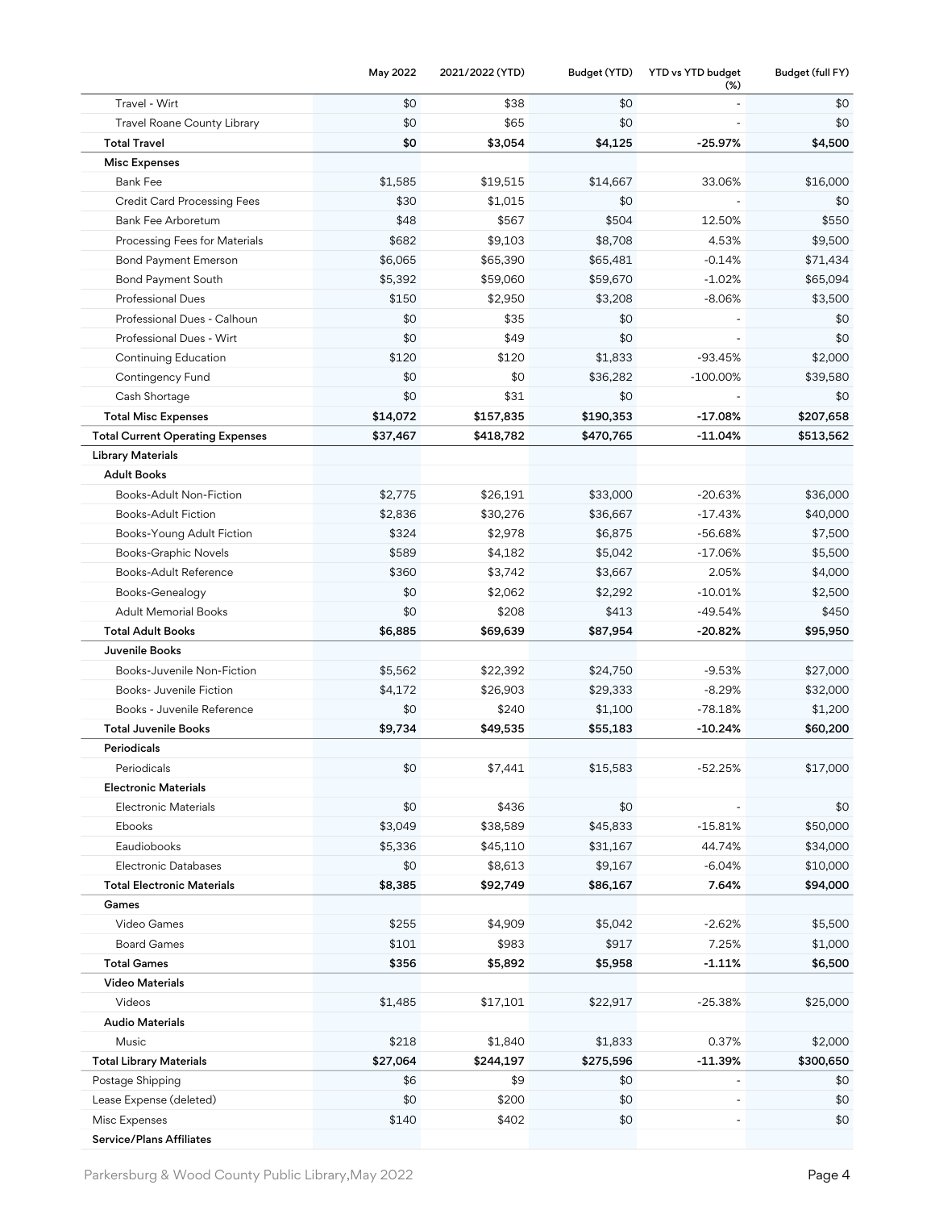| | May 2022 | 2021/2022 (YTD) | Budget (YTD) | YTD vs YTD budget (%) | Budget (full FY) |
|---|---|---|---|---|---|
| Travel - Wirt | $0 | $38 | $0 | - | $0 |
| Travel Roane County Library | $0 | $65 | $0 | - | $0 |
| **Total Travel** | **$0** | **$3,054** | **$4,125** | **-25.97%** | **$4,500** |
| **Misc Expenses** | | | | | |
| Bank Fee | $1,585 | $19,515 | $14,667 | 33.06% | $16,000 |
| Credit Card Processing Fees | $30 | $1,015 | $0 | - | $0 |
| Bank Fee Arboretum | $48 | $567 | $504 | 12.50% | $550 |
| Processing Fees for Materials | $682 | $9,103 | $8,708 | 4.53% | $9,500 |
| Bond Payment Emerson | $6,065 | $65,390 | $65,481 | -0.14% | $71,434 |
| Bond Payment South | $5,392 | $59,060 | $59,670 | -1.02% | $65,094 |
| Professional Dues | $150 | $2,950 | $3,208 | -8.06% | $3,500 |
| Professional Dues - Calhoun | $0 | $35 | $0 | - | $0 |
| Professional Dues - Wirt | $0 | $49 | $0 | - | $0 |
| Continuing Education | $120 | $120 | $1,833 | -93.45% | $2,000 |
| Contingency Fund | $0 | $0 | $36,282 | -100.00% | $39,580 |
| Cash Shortage | $0 | $31 | $0 | - | $0 |
| **Total Misc Expenses** | **$14,072** | **$157,835** | **$190,353** | **-17.08%** | **$207,658** |
| **Total Current Operating Expenses** | **$37,467** | **$418,782** | **$470,765** | **-11.04%** | **$513,562** |
| Library Materials | | | | | |
| **Adult Books** | | | | | |
| Books-Adult Non-Fiction | $2,775 | $26,191 | $33,000 | -20.63% | $36,000 |
| Books-Adult Fiction | $2,836 | $30,276 | $36,667 | -17.43% | $40,000 |
| Books-Young Adult Fiction | $324 | $2,978 | $6,875 | -56.68% | $7,500 |
| Books-Graphic Novels | $589 | $4,182 | $5,042 | -17.06% | $5,500 |
| Books-Adult Reference | $360 | $3,742 | $3,667 | 2.05% | $4,000 |
| Books-Genealogy | $0 | $2,062 | $2,292 | -10.01% | $2,500 |
| Adult Memorial Books | $0 | $208 | $413 | -49.54% | $450 |
| **Total Adult Books** | **$6,885** | **$69,639** | **$87,954** | **-20.82%** | **$95,950** |
| **Juvenile Books** | | | | | |
| Books-Juvenile Non-Fiction | $5,562 | $22,392 | $24,750 | -9.53% | $27,000 |
| Books- Juvenile Fiction | $4,172 | $26,903 | $29,333 | -8.29% | $32,000 |
| Books - Juvenile Reference | $0 | $240 | $1,100 | -78.18% | $1,200 |
| **Total Juvenile Books** | **$9,734** | **$49,535** | **$55,183** | **-10.24%** | **$60,200** |
| **Periodicals** | | | | | |
| Periodicals | $0 | $7,441 | $15,583 | -52.25% | $17,000 |
| **Electronic Materials** | | | | | |
| Electronic Materials | $0 | $436 | $0 | - | $0 |
| Ebooks | $3,049 | $38,589 | $45,833 | -15.81% | $50,000 |
| Eaudiobooks | $5,336 | $45,110 | $31,167 | 44.74% | $34,000 |
| Electronic Databases | $0 | $8,613 | $9,167 | -6.04% | $10,000 |
| **Total Electronic Materials** | **$8,385** | **$92,749** | **$86,167** | **7.64%** | **$94,000** |
| **Games** | | | | | |
| Video Games | $255 | $4,909 | $5,042 | -2.62% | $5,500 |
| Board Games | $101 | $983 | $917 | 7.25% | $1,000 |
| **Total Games** | **$356** | **$5,892** | **$5,958** | **-1.11%** | **$6,500** |
| **Video Materials** | | | | | |
| Videos | $1,485 | $17,101 | $22,917 | -25.38% | $25,000 |
| **Audio Materials** | | | | | |
| Music | $218 | $1,840 | $1,833 | 0.37% | $2,000 |
| **Total Library Materials** | **$27,064** | **$244,197** | **$275,596** | **-11.39%** | **$300,650** |
| Postage Shipping | $6 | $9 | $0 | - | $0 |
| Lease Expense (deleted) | $0 | $200 | $0 | - | $0 |
| Misc Expenses | $140 | $402 | $0 | - | $0 |
| **Service/Plans Affiliates** | | | | | |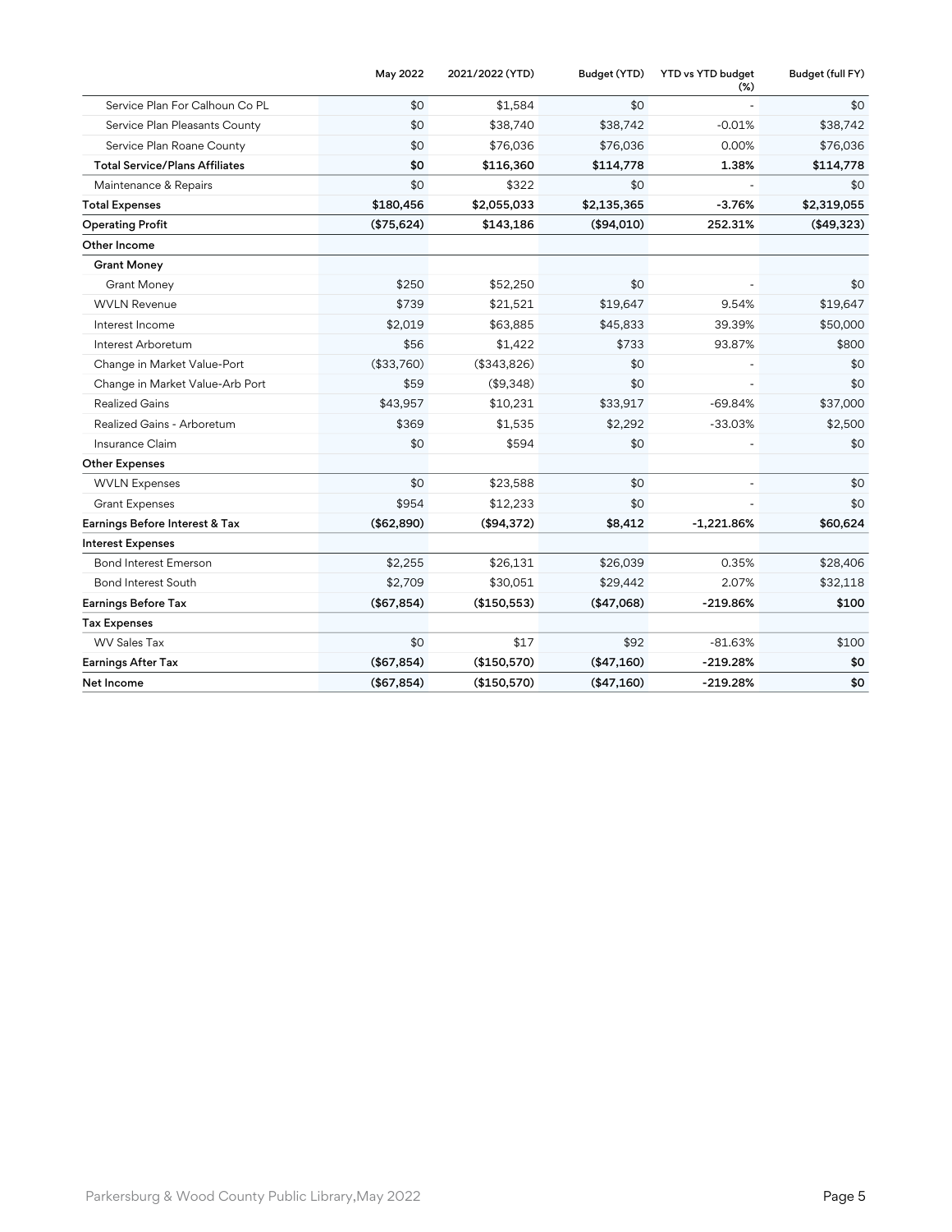| | May 2022 | 2021/2022 (YTD) | Budget (YTD) | YTD vs YTD budget (%) | Budget (full FY) |
|---|---|---|---|---|---|
| Service Plan For Calhoun Co PL | $0 | $1,584 | $0 | - | $0 |
| Service Plan Pleasants County | $0 | $38,740 | $38,742 | -0.01% | $38,742 |
| Service Plan Roane County | $0 | $76,036 | $76,036 | 0.00% | $76,036 |
| **Total Service/Plans Affiliates** | **$0** | **$116,360** | **$114,778** | **1.38%** | **$114,778** |
| Maintenance & Repairs | $0 | $322 | $0 | - | $0 |
| **Total Expenses** | **$180,456** | **$2,055,033** | **$2,135,365** | **-3.76%** | **$2,319,055** |
| **Operating Profit** | **($75,624)** | **$143,186** | **($94,010)** | **252.31%** | **($49,323)** |
| **Other Income** | | | | | |
| **Grant Money** | | | | | |
| Grant Money | $250 | $52,250 | $0 | - | $0 |
| WVLN Revenue | $739 | $21,521 | $19,647 | 9.54% | $19,647 |
| Interest Income | $2,019 | $63,885 | $45,833 | 39.39% | $50,000 |
| Interest Arboretum | $56 | $1,422 | $733 | 93.87% | $800 |
| Change in Market Value-Port | ($33,760) | ($343,826) | $0 | - | $0 |
| Change in Market Value-Arb Port | $59 | ($9,348) | $0 | - | $0 |
| Realized Gains | $43,957 | $10,231 | $33,917 | -69.84% | $37,000 |
| Realized Gains - Arboretum | $369 | $1,535 | $2,292 | -33.03% | $2,500 |
| Insurance Claim | $0 | $594 | $0 | - | $0 |
| **Other Expenses** | | | | | |
| WVLN Expenses | $0 | $23,588 | $0 | - | $0 |
| Grant Expenses | $954 | $12,233 | $0 | - | $0 |
| **Earnings Before Interest & Tax** | **($62,890)** | **($94,372)** | **$8,412** | **-1,221.86%** | **$60,624** |
| **Interest Expenses** | | | | | |
| Bond Interest Emerson | $2,255 | $26,131 | $26,039 | 0.35% | $28,406 |
| Bond Interest South | $2,709 | $30,051 | $29,442 | 2.07% | $32,118 |
| **Earnings Before Tax** | **($67,854)** | **($150,553)** | **($47,068)** | **-219.86%** | **$100** |
| **Tax Expenses** | | | | | |
| WV Sales Tax | $0 | $17 | $92 | -81.63% | $100 |
| **Earnings After Tax** | **($67,854)** | **($150,570)** | **($47,160)** | **-219.28%** | **$0** |
| **Net Income** | **($67,854)** | **($150,570)** | **($47,160)** | **-219.28%** | **$0** |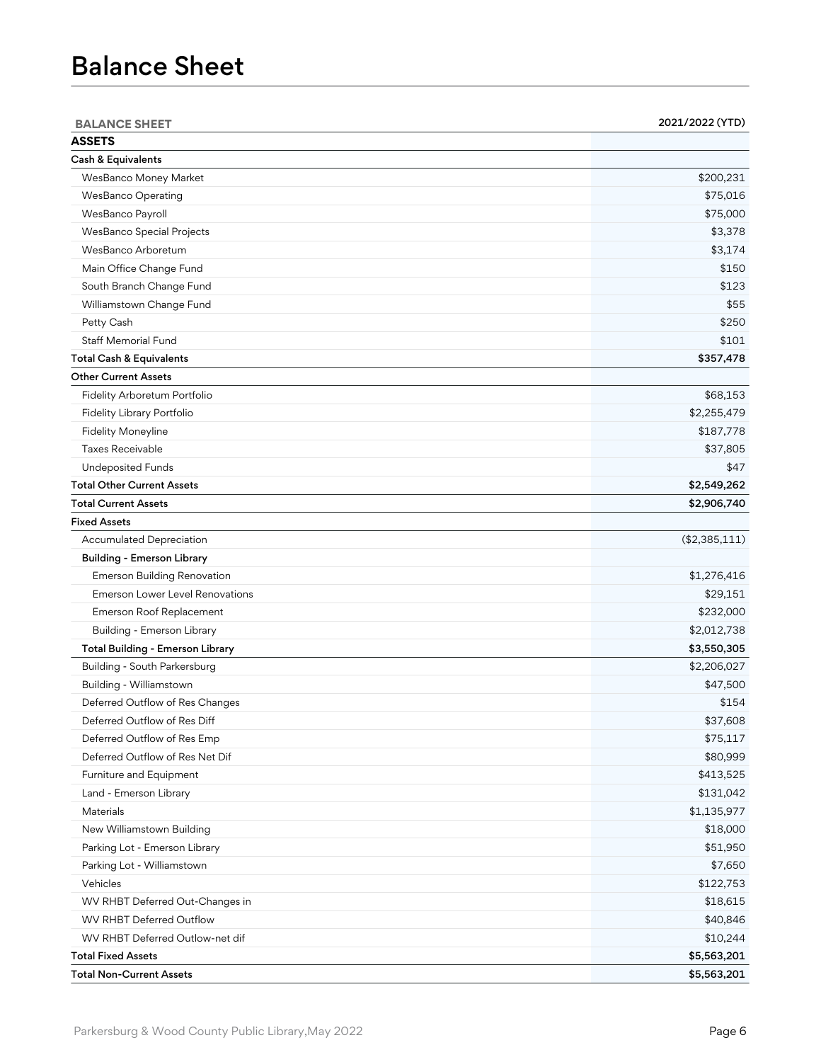# Balance Sheet

| BALANCE SHEET | 2021/2022 (YTD) |
|---|---|
| **ASSETS** | |
| **Cash & Equivalents** | |
| WesBanco Money Market | $200,231 |
| WesBanco Operating | $75,016 |
| WesBanco Payroll | $75,000 |
| WesBanco Special Projects | $3,378 |
| WesBanco Arboretum | $3,174 |
| Main Office Change Fund | $150 |
| South Branch Change Fund | $123 |
| Williamstown Change Fund | $55 |
| Petty Cash | $250 |
| Staff Memorial Fund | $101 |
| **Total Cash & Equivalents** | **$357,478** |
| **Other Current Assets** | |
| Fidelity Arboretum Portfolio | $68,153 |
| Fidelity Library Portfolio | $2,255,479 |
| Fidelity Moneyline | $187,778 |
| Taxes Receivable | $37,805 |
| Undeposited Funds | $47 |
| **Total Other Current Assets** | **$2,549,262** |
| **Total Current Assets** | **$2,906,740** |
| **Fixed Assets** | |
| Accumulated Depreciation | ($2,385,111) |
| **Building - Emerson Library** | |
| Emerson Building Renovation | $1,276,416 |
| Emerson Lower Level Renovations | $29,151 |
| Emerson Roof Replacement | $232,000 |
| Building - Emerson Library | $2,012,738 |
| **Total Building - Emerson Library** | **$3,550,305** |
| Building - South Parkersburg | $2,206,027 |
| Building - Williamstown | $47,500 |
| Deferred Outflow of Res Changes | $154 |
| Deferred Outflow of Res Diff | $37,608 |
| Deferred Outflow of Res Emp | $75,117 |
| Deferred Outflow of Res Net Dif | $80,999 |
| Furniture and Equipment | $413,525 |
| Land - Emerson Library | $131,042 |
| Materials | $1,135,977 |
| New Williamstown Building | $18,000 |
| Parking Lot - Emerson Library | $51,950 |
| Parking Lot - Williamstown | $7,650 |
| Vehicles | $122,753 |
| WV RHBT Deferred Out-Changes in | $18,615 |
| WV RHBT Deferred Outflow | $40,846 |
| WV RHBT Deferred Outlow-net dif | $10,244 |
| **Total Fixed Assets** | **$5,563,201** |
| **Total Non-Current Assets** | **$5,563,201** |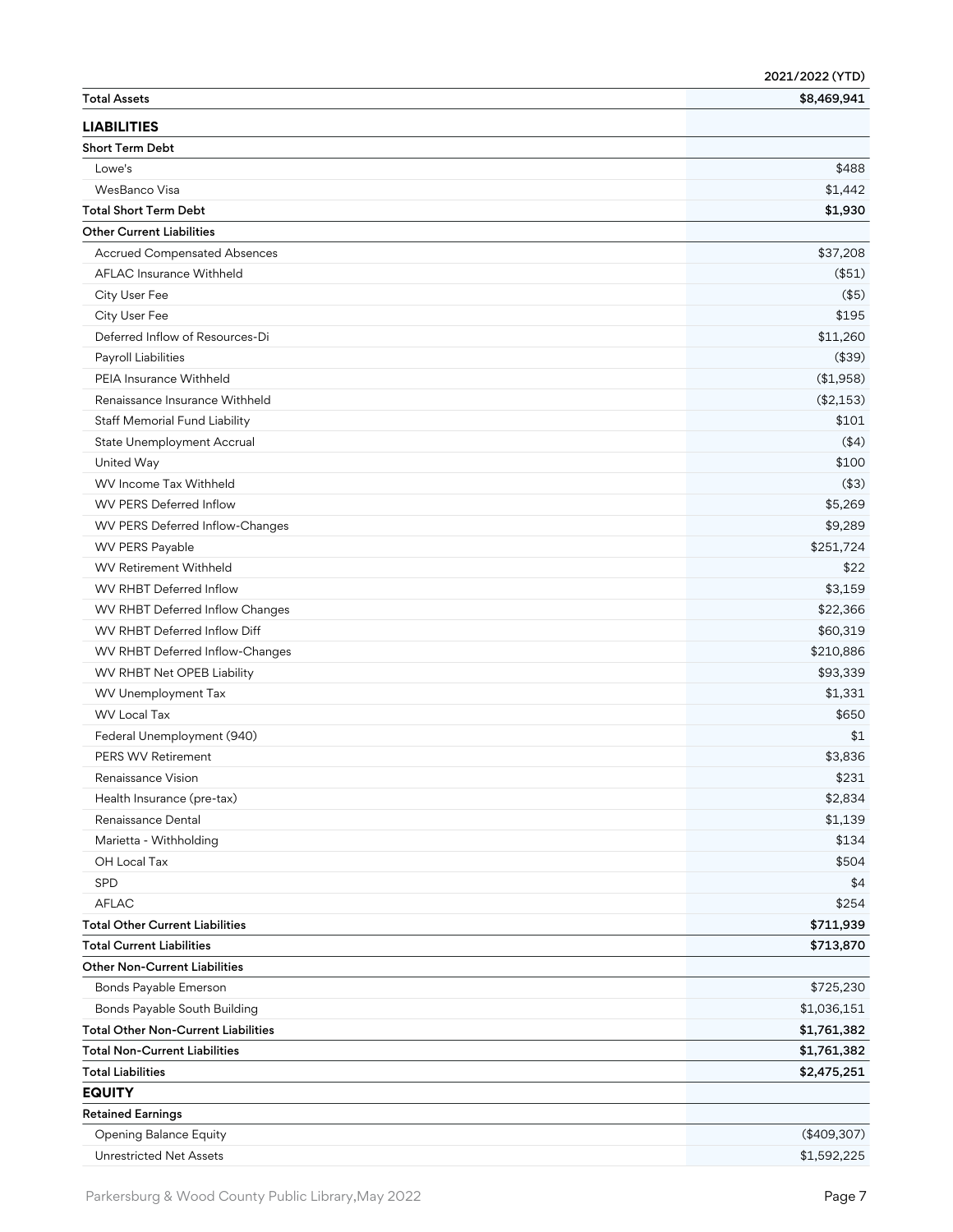| | 2021/2022 (YTD) |
|---|---|
| **Total Assets** | **$8,469,941** |
| **LIABILITIES** | |
| **Short Term Debt** | |
| Lowe's | $488 |
| WesBanco Visa | $1,442 |
| **Total Short Term Debt** | **$1,930** |
| **Other Current Liabilities** | |
| Accrued Compensated Absences | $37,208 |
| AFLAC Insurance Withheld | ($51) |
| City User Fee | ($5) |
| City User Fee | $195 |
| Deferred Inflow of Resources-Di | $11,260 |
| Payroll Liabilities | ($39) |
| PEIA Insurance Withheld | ($1,958) |
| Renaissance Insurance Withheld | ($2,153) |
| Staff Memorial Fund Liability | $101 |
| State Unemployment Accrual | ($4) |
| United Way | $100 |
| WV Income Tax Withheld | ($3) |
| WV PERS Deferred Inflow | $5,269 |
| WV PERS Deferred Inflow-Changes | $9,289 |
| WV PERS Payable | $251,724 |
| WV Retirement Withheld | $22 |
| WV RHBT Deferred Inflow | $3,159 |
| WV RHBT Deferred Inflow Changes | $22,366 |
| WV RHBT Deferred Inflow Diff | $60,319 |
| WV RHBT Deferred Inflow-Changes | $210,886 |
| WV RHBT Net OPEB Liability | $93,339 |
| WV Unemployment Tax | $1,331 |
| WV Local Tax | $650 |
| Federal Unemployment (940) | $1 |
| PERS WV Retirement | $3,836 |
| Renaissance Vision | $231 |
| Health Insurance (pre-tax) | $2,834 |
| Renaissance Dental | $1,139 |
| Marietta - Withholding | $134 |
| OH Local Tax | $504 |
| SPD | $4 |
| AFLAC | $254 |
| **Total Other Current Liabilities** | **$711,939** |
| **Total Current Liabilities** | **$713,870** |
| **Other Non-Current Liabilities** | |
| Bonds Payable Emerson | $725,230 |
| Bonds Payable South Building | $1,036,151 |
| **Total Other Non-Current Liabilities** | **$1,761,382** |
| **Total Non-Current Liabilities** | **$1,761,382** |
| **Total Liabilities** | **$2,475,251** |
| **EQUITY** | |
| **Retained Earnings** | |
| Opening Balance Equity | ($409,307) |
| Unrestricted Net Assets | $1,592,225 |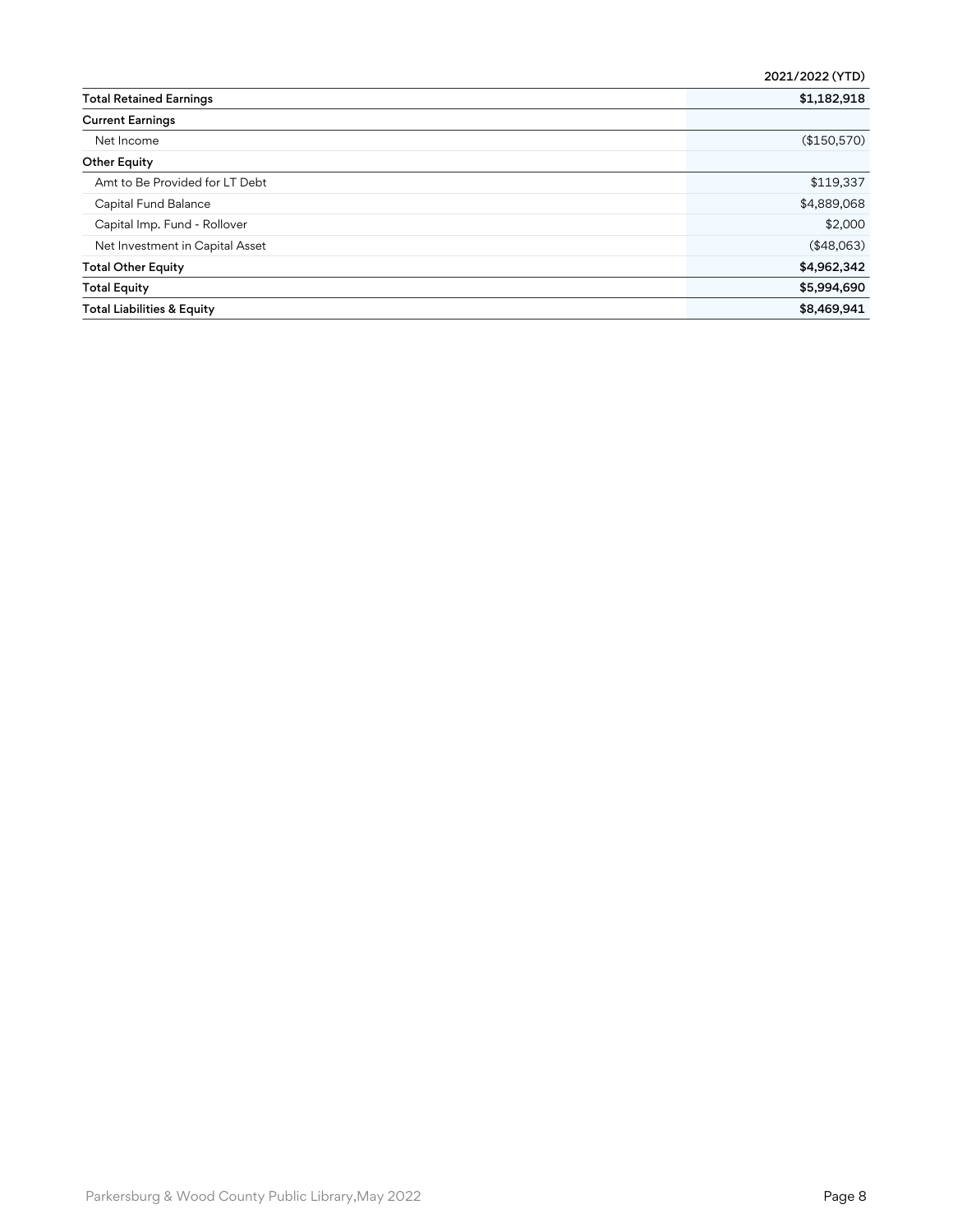| | 2021/2022 (YTD) |
|---|---|
| **Total Retained Earnings** | **$1,182,918** |
| **Current Earnings** | |
| Net Income | ($150,570) |
| **Other Equity** | |
| Amt to Be Provided for LT Debt | $119,337 |
| Capital Fund Balance | $4,889,068 |
| Capital Imp. Fund - Rollover | $2,000 |
| Net Investment in Capital Asset | ($48,063) |
| **Total Other Equity** | **$4,962,342** |
| **Total Equity** | **$5,994,690** |
| **Total Liabilities & Equity** | **$8,469,941** |